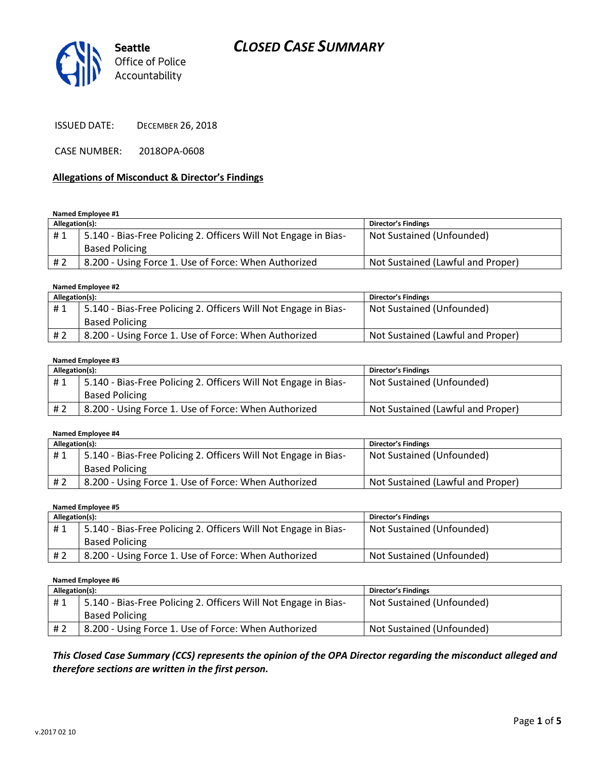Seattle Office of Police Accountability

# CLOSED CASE SUMMARY

ISSUED DATE: DECEMBER 26, 2018

CASE NUMBER: 2018OPA-0608

## Allegations of Misconduct & Director's Findings

**Named Employee #1**

| Allegation(s): | | Director's Findings |
|---|---|---|
| # 1 | 5.140 - Bias-Free Policing 2. Officers Will Not Engage in Bias-Based Policing | Not Sustained (Unfounded) |
| # 2 | 8.200 - Using Force 1. Use of Force: When Authorized | Not Sustained (Lawful and Proper) |

**Named Employee #2**

| Allegation(s): | | Director's Findings |
|---|---|---|
| # 1 | 5.140 - Bias-Free Policing 2. Officers Will Not Engage in Bias-Based Policing | Not Sustained (Unfounded) |
| # 2 | 8.200 - Using Force 1. Use of Force: When Authorized | Not Sustained (Lawful and Proper) |

**Named Employee #3**

| Allegation(s): | | Director's Findings |
|---|---|---|
| # 1 | 5.140 - Bias-Free Policing 2. Officers Will Not Engage in Bias-Based Policing | Not Sustained (Unfounded) |
| # 2 | 8.200 - Using Force 1. Use of Force: When Authorized | Not Sustained (Lawful and Proper) |

**Named Employee #4**

| Allegation(s): | | Director's Findings |
|---|---|---|
| # 1 | 5.140 - Bias-Free Policing 2. Officers Will Not Engage in Bias-Based Policing | Not Sustained (Unfounded) |
| # 2 | 8.200 - Using Force 1. Use of Force: When Authorized | Not Sustained (Lawful and Proper) |

**Named Employee #5**

| Allegation(s): | | Director's Findings |
|---|---|---|
| # 1 | 5.140 - Bias-Free Policing 2. Officers Will Not Engage in Bias-Based Policing | Not Sustained (Unfounded) |
| # 2 | 8.200 - Using Force 1. Use of Force: When Authorized | Not Sustained (Unfounded) |

**Named Employee #6**

| Allegation(s): | | Director's Findings |
|---|---|---|
| # 1 | 5.140 - Bias-Free Policing 2. Officers Will Not Engage in Bias-Based Policing | Not Sustained (Unfounded) |
| # 2 | 8.200 - Using Force 1. Use of Force: When Authorized | Not Sustained (Unfounded) |

***This Closed Case Summary (CCS) represents the opinion of the OPA Director regarding the misconduct alleged and therefore sections are written in the first person.***

v.2017 02 10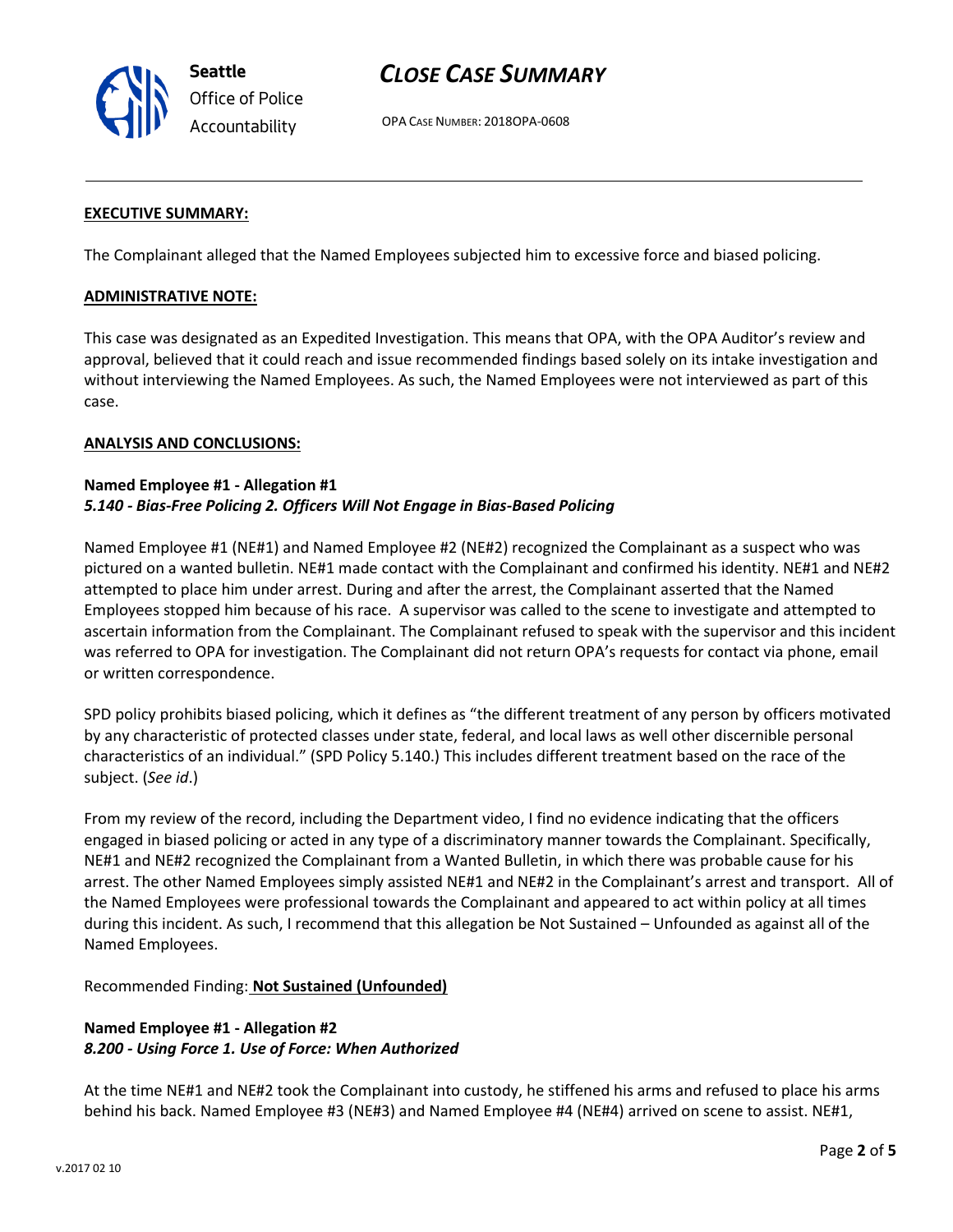**EXECUTIVE SUMMARY:**

The Complainant alleged that the Named Employees subjected him to excessive force and biased policing.

**ADMINISTRATIVE NOTE:**

This case was designated as an Expedited Investigation. This means that OPA, with the OPA Auditor's review and approval, believed that it could reach and issue recommended findings based solely on its intake investigation and without interviewing the Named Employees. As such, the Named Employees were not interviewed as part of this case.

**ANALYSIS AND CONCLUSIONS:**

**Named Employee #1 - Allegation #1**
***5.140 - Bias-Free Policing 2. Officers Will Not Engage in Bias-Based Policing***

Named Employee #1 (NE#1) and Named Employee #2 (NE#2) recognized the Complainant as a suspect who was pictured on a wanted bulletin. NE#1 made contact with the Complainant and confirmed his identity. NE#1 and NE#2 attempted to place him under arrest. During and after the arrest, the Complainant asserted that the Named Employees stopped him because of his race. A supervisor was called to the scene to investigate and attempted to ascertain information from the Complainant. The Complainant refused to speak with the supervisor and this incident was referred to OPA for investigation. The Complainant did not return OPA's requests for contact via phone, email or written correspondence.

SPD policy prohibits biased policing, which it defines as "the different treatment of any person by officers motivated by any characteristic of protected classes under state, federal, and local laws as well other discernible personal characteristics of an individual." (SPD Policy 5.140.) This includes different treatment based on the race of the subject. (*See id*.)

From my review of the record, including the Department video, I find no evidence indicating that the officers engaged in biased policing or acted in any type of a discriminatory manner towards the Complainant. Specifically, NE#1 and NE#2 recognized the Complainant from a Wanted Bulletin, in which there was probable cause for his arrest. The other Named Employees simply assisted NE#1 and NE#2 in the Complainant's arrest and transport. All of the Named Employees were professional towards the Complainant and appeared to act within policy at all times during this incident. As such, I recommend that this allegation be Not Sustained – Unfounded as against all of the Named Employees.

Recommended Finding: **Not Sustained (Unfounded)**

**Named Employee #1 - Allegation #2**
***8.200 - Using Force 1. Use of Force: When Authorized***

At the time NE#1 and NE#2 took the Complainant into custody, he stiffened his arms and refused to place his arms behind his back. Named Employee #3 (NE#3) and Named Employee #4 (NE#4) arrived on scene to assist. NE#1,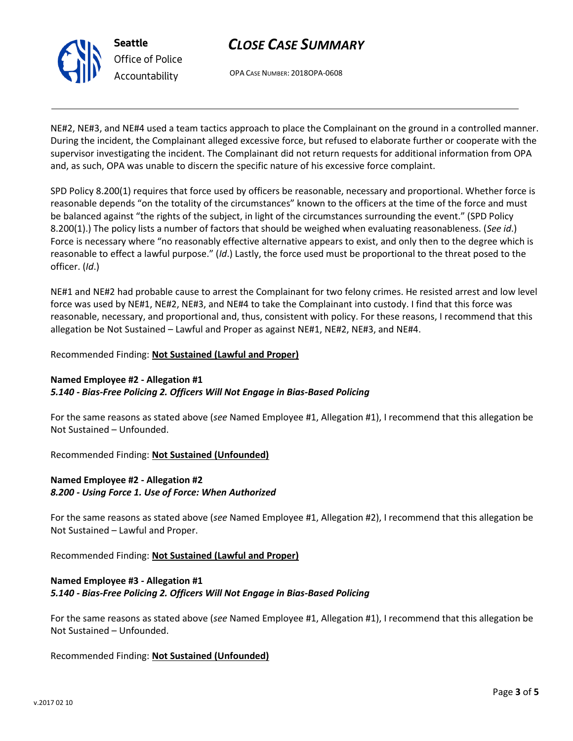NE#2, NE#3, and NE#4 used a team tactics approach to place the Complainant on the ground in a controlled manner. During the incident, the Complainant alleged excessive force, but refused to elaborate further or cooperate with the supervisor investigating the incident. The Complainant did not return requests for additional information from OPA and, as such, OPA was unable to discern the specific nature of his excessive force complaint.

SPD Policy 8.200(1) requires that force used by officers be reasonable, necessary and proportional. Whether force is reasonable depends "on the totality of the circumstances" known to the officers at the time of the force and must be balanced against "the rights of the subject, in light of the circumstances surrounding the event." (SPD Policy 8.200(1).) The policy lists a number of factors that should be weighed when evaluating reasonableness. (*See id*.) Force is necessary where "no reasonably effective alternative appears to exist, and only then to the degree which is reasonable to effect a lawful purpose." (*Id*.) Lastly, the force used must be proportional to the threat posed to the officer. (*Id*.)

NE#1 and NE#2 had probable cause to arrest the Complainant for two felony crimes. He resisted arrest and low level force was used by NE#1, NE#2, NE#3, and NE#4 to take the Complainant into custody. I find that this force was reasonable, necessary, and proportional and, thus, consistent with policy. For these reasons, I recommend that this allegation be Not Sustained – Lawful and Proper as against NE#1, NE#2, NE#3, and NE#4.

Recommended Finding: **Not Sustained (Lawful and Proper)**

**Named Employee #2 - Allegation #1**
***5.140 - Bias-Free Policing 2. Officers Will Not Engage in Bias-Based Policing***

For the same reasons as stated above (*see* Named Employee #1, Allegation #1), I recommend that this allegation be Not Sustained – Unfounded.

Recommended Finding: **Not Sustained (Unfounded)**

**Named Employee #2 - Allegation #2**
***8.200 - Using Force 1. Use of Force: When Authorized***

For the same reasons as stated above (*see* Named Employee #1, Allegation #2), I recommend that this allegation be Not Sustained – Lawful and Proper.

Recommended Finding: **Not Sustained (Lawful and Proper)**

**Named Employee #3 - Allegation #1**
***5.140 - Bias-Free Policing 2. Officers Will Not Engage in Bias-Based Policing***

For the same reasons as stated above (*see* Named Employee #1, Allegation #1), I recommend that this allegation be Not Sustained – Unfounded.

Recommended Finding: **Not Sustained (Unfounded)**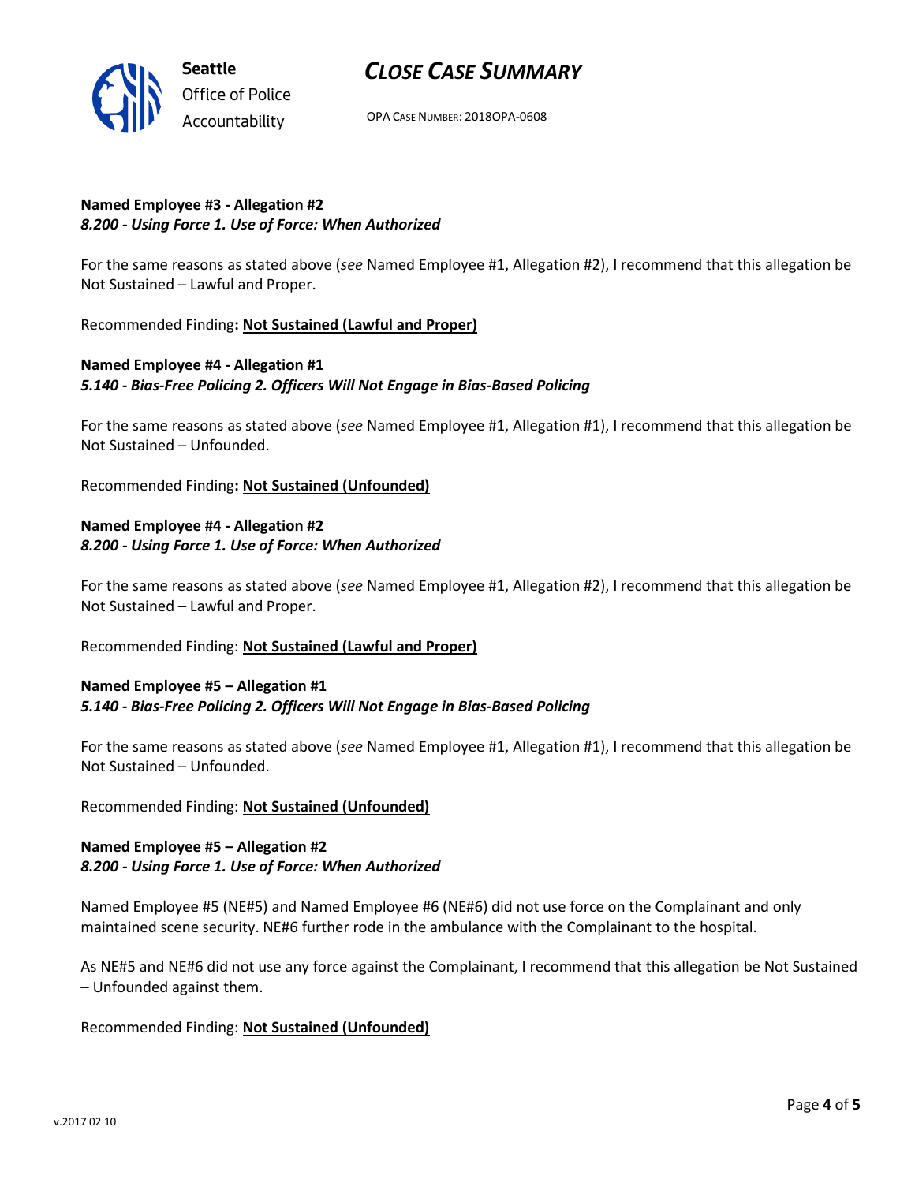**Named Employee #3 - Allegation #2**
***8.200 - Using Force 1. Use of Force: When Authorized***

For the same reasons as stated above (*see* Named Employee #1, Allegation #2), I recommend that this allegation be Not Sustained – Lawful and Proper.

Recommended Finding**: Not Sustained (Lawful and Proper)**

**Named Employee #4 - Allegation #1**
***5.140 - Bias-Free Policing 2. Officers Will Not Engage in Bias-Based Policing***

For the same reasons as stated above (*see* Named Employee #1, Allegation #1), I recommend that this allegation be Not Sustained – Unfounded.

Recommended Finding**: Not Sustained (Unfounded)**

**Named Employee #4 - Allegation #2**
***8.200 - Using Force 1. Use of Force: When Authorized***

For the same reasons as stated above (*see* Named Employee #1, Allegation #2), I recommend that this allegation be Not Sustained – Lawful and Proper.

Recommended Finding: **Not Sustained (Lawful and Proper)**

**Named Employee #5 – Allegation #1**
***5.140 - Bias-Free Policing 2. Officers Will Not Engage in Bias-Based Policing***

For the same reasons as stated above (*see* Named Employee #1, Allegation #1), I recommend that this allegation be Not Sustained – Unfounded.

Recommended Finding: **Not Sustained (Unfounded)**

**Named Employee #5 – Allegation #2**
***8.200 - Using Force 1. Use of Force: When Authorized***

Named Employee #5 (NE#5) and Named Employee #6 (NE#6) did not use force on the Complainant and only maintained scene security. NE#6 further rode in the ambulance with the Complainant to the hospital.

As NE#5 and NE#6 did not use any force against the Complainant, I recommend that this allegation be Not Sustained – Unfounded against them.

Recommended Finding: **Not Sustained (Unfounded)**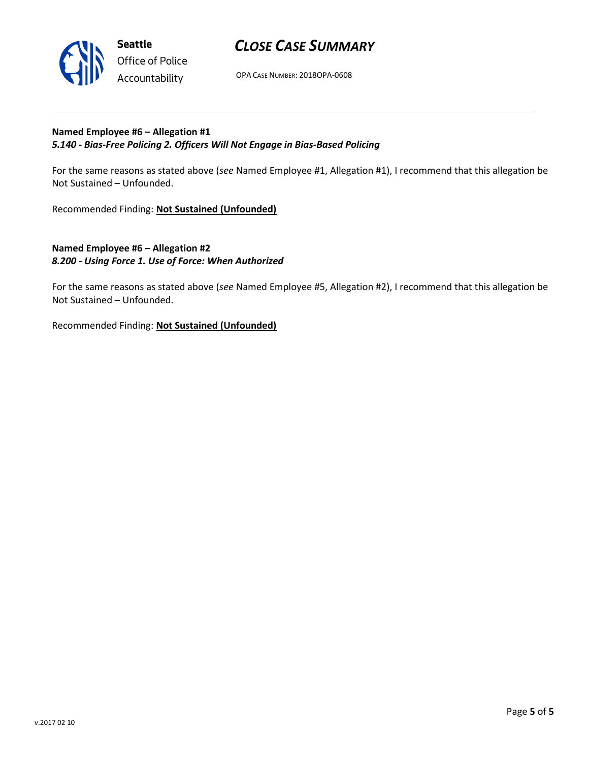**Named Employee #6 – Allegation #1**
***5.140 - Bias-Free Policing 2. Officers Will Not Engage in Bias-Based Policing***

For the same reasons as stated above (*see* Named Employee #1, Allegation #1), I recommend that this allegation be Not Sustained – Unfounded.

Recommended Finding: **Not Sustained (Unfounded)**

**Named Employee #6 – Allegation #2**
***8.200 - Using Force 1. Use of Force: When Authorized***

For the same reasons as stated above (*see* Named Employee #5, Allegation #2), I recommend that this allegation be Not Sustained – Unfounded.

Recommended Finding: **Not Sustained (Unfounded)**